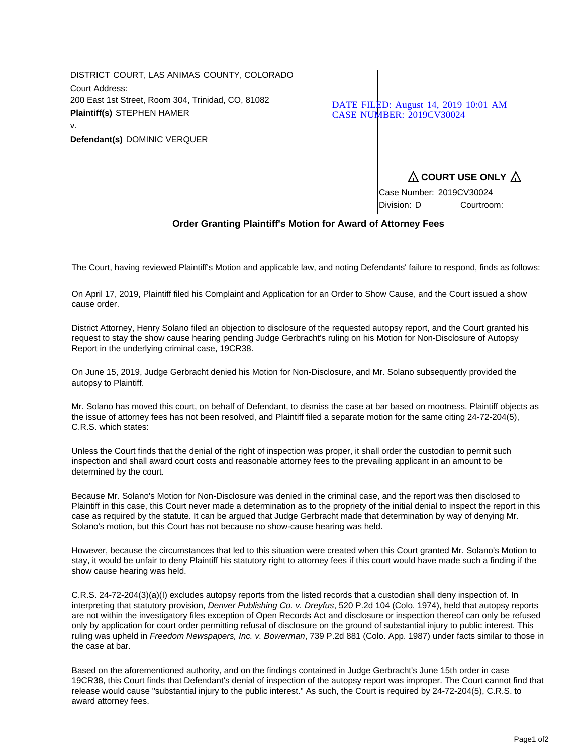| | |
|---|---|
| DISTRICT COURT, LAS ANIMAS COUNTY, COLORADO<br>Court Address:<br>200 East 1st Street, Room 304, Trinidad, CO, 81082 | DATE FILED: August 14, 2019 10:01 AM<br>CASE NUMBER: 2019CV30024 |
| **Plaintiff(s)** STEPHEN HAMER<br>v.<br>**Defendant(s)** DOMINIC VERQUER | ⚠ **COURT USE ONLY** ⚠ |
| | Case Number: 2019CV30024<br>Division: D Courtroom: |

**Order Granting Plaintiff's Motion for Award of Attorney Fees**

The Court, having reviewed Plaintiff's Motion and applicable law, and noting Defendants' failure to respond, finds as follows:

On April 17, 2019, Plaintiff filed his Complaint and Application for an Order to Show Cause, and the Court issued a show cause order.

District Attorney, Henry Solano filed an objection to disclosure of the requested autopsy report, and the Court granted his request to stay the show cause hearing pending Judge Gerbracht's ruling on his Motion for Non-Disclosure of Autopsy Report in the underlying criminal case, 19CR38.

On June 15, 2019, Judge Gerbracht denied his Motion for Non-Disclosure, and Mr. Solano subsequently provided the autopsy to Plaintiff.

Mr. Solano has moved this court, on behalf of Defendant, to dismiss the case at bar based on mootness. Plaintiff objects as the issue of attorney fees has not been resolved, and Plaintiff filed a separate motion for the same citing 24-72-204(5), C.R.S. which states:

Unless the Court finds that the denial of the right of inspection was proper, it shall order the custodian to permit such inspection and shall award court costs and reasonable attorney fees to the prevailing applicant in an amount to be determined by the court.

Because Mr. Solano's Motion for Non-Disclosure was denied in the criminal case, and the report was then disclosed to Plaintiff in this case, this Court never made a determination as to the propriety of the initial denial to inspect the report in this case as required by the statute. It can be argued that Judge Gerbracht made that determination by way of denying Mr. Solano's motion, but this Court has not because no show-cause hearing was held.

However, because the circumstances that led to this situation were created when this Court granted Mr. Solano's Motion to stay, it would be unfair to deny Plaintiff his statutory right to attorney fees if this court would have made such a finding if the show cause hearing was held.

C.R.S. 24-72-204(3)(a)(I) excludes autopsy reports from the listed records that a custodian shall deny inspection of. In interpreting that statutory provision, *Denver Publishing Co. v. Dreyfus*, 520 P.2d 104 (Colo. 1974), held that autopsy reports are not within the investigatory files exception of Open Records Act and disclosure or inspection thereof can only be refused only by application for court order permitting refusal of disclosure on the ground of substantial injury to public interest. This ruling was upheld in *Freedom Newspapers, Inc. v. Bowerman*, 739 P.2d 881 (Colo. App. 1987) under facts similar to those in the case at bar.

Based on the aforementioned authority, and on the findings contained in Judge Gerbracht's June 15th order in case 19CR38, this Court finds that Defendant's denial of inspection of the autopsy report was improper. The Court cannot find that release would cause "substantial injury to the public interest." As such, the Court is required by 24-72-204(5), C.R.S. to award attorney fees.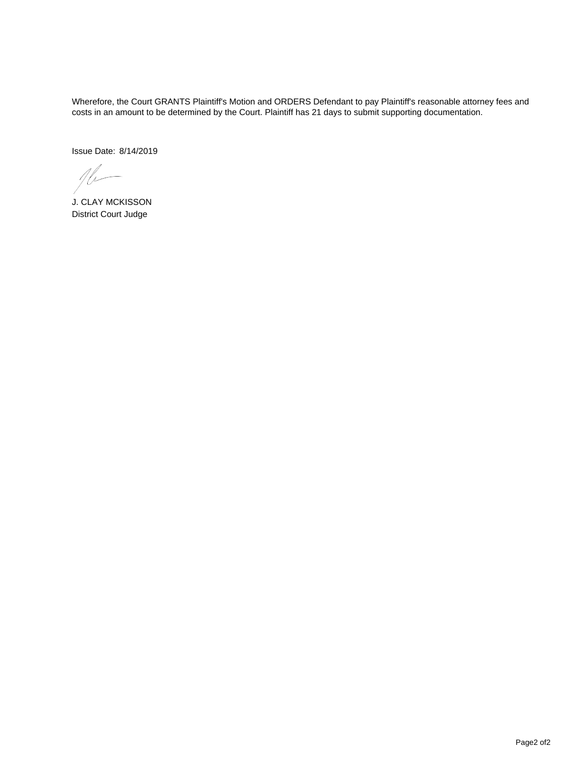Wherefore, the Court GRANTS Plaintiff's Motion and ORDERS Defendant to pay Plaintiff's reasonable attorney fees and costs in an amount to be determined by the Court. Plaintiff has 21 days to submit supporting documentation.

Issue Date: 8/14/2019

J. CLAY MCKISSON
District Court Judge